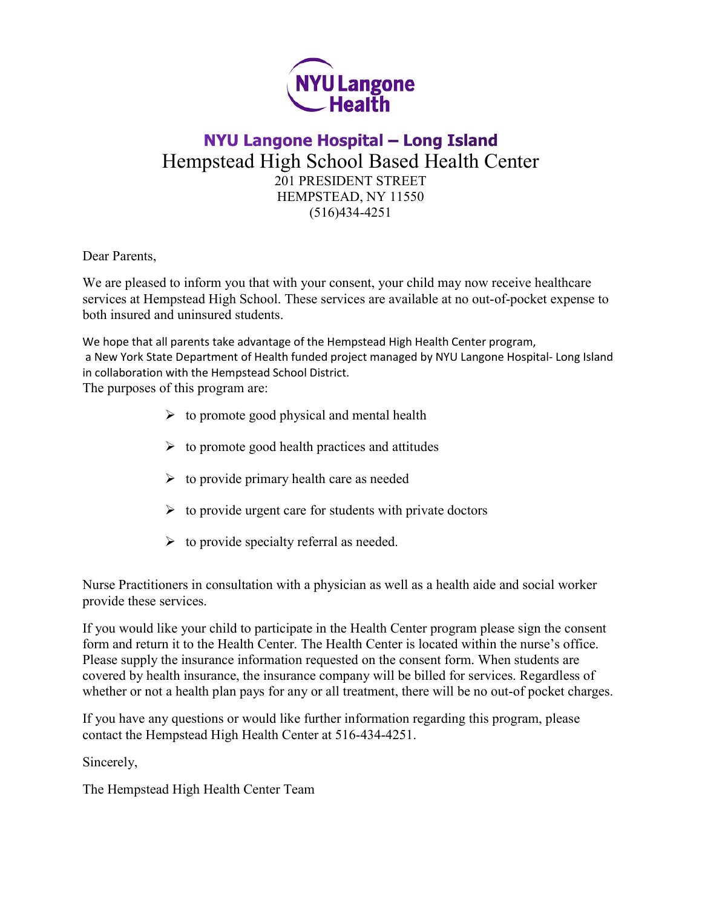NYU Langone Health

# NYU Langone Hospital – Long Island

## Hempstead High School Based Health Center

201 PRESIDENT STREET
HEMPSTEAD, NY 11550
(516)434-4251

Dear Parents,

We are pleased to inform you that with your consent, your child may now receive healthcare services at Hempstead High School. These services are available at no out-of-pocket expense to both insured and uninsured students.

We hope that all parents take advantage of the Hempstead High Health Center program, a New York State Department of Health funded project managed by NYU Langone Hospital- Long Island in collaboration with the Hempstead School District.
The purposes of this program are:

- to promote good physical and mental health
- to promote good health practices and attitudes
- to provide primary health care as needed
- to provide urgent care for students with private doctors
- to provide specialty referral as needed.

Nurse Practitioners in consultation with a physician as well as a health aide and social worker provide these services.

If you would like your child to participate in the Health Center program please sign the consent form and return it to the Health Center. The Health Center is located within the nurse's office. Please supply the insurance information requested on the consent form. When students are covered by health insurance, the insurance company will be billed for services. Regardless of whether or not a health plan pays for any or all treatment, there will be no out-of pocket charges.

If you have any questions or would like further information regarding this program, please contact the Hempstead High Health Center at 516-434-4251.

Sincerely,

The Hempstead High Health Center Team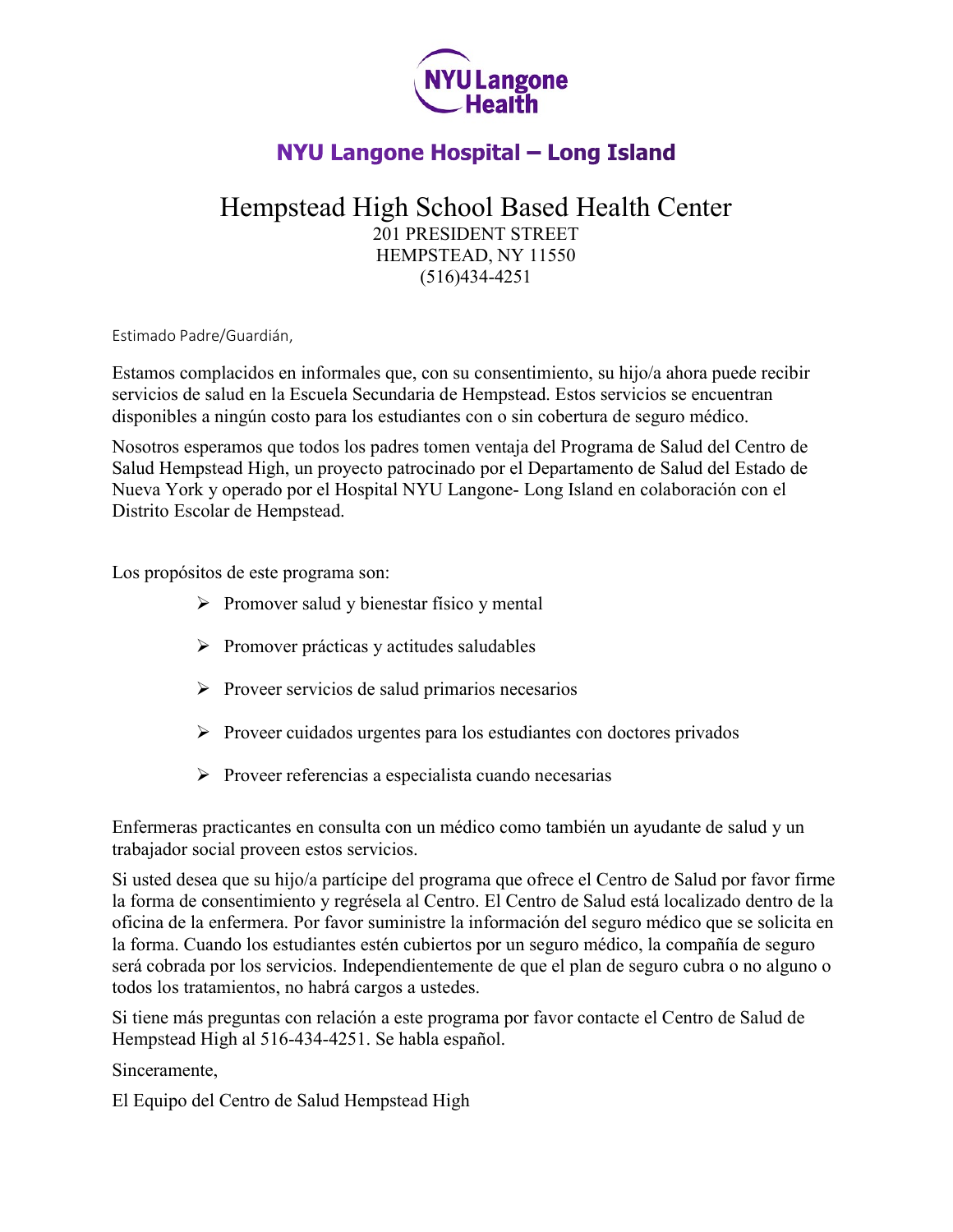NYU Langone Health

## NYU Langone Hospital – Long Island

# Hempstead High School Based Health Center

201 PRESIDENT STREET
HEMPSTEAD, NY 11550
(516)434-4251

Estimado Padre/Guardián,

Estamos complacidos en informales que, con su consentimiento, su hijo/a ahora puede recibir servicios de salud en la Escuela Secundaria de Hempstead. Estos servicios se encuentran disponibles a ningún costo para los estudiantes con o sin cobertura de seguro médico.

Nosotros esperamos que todos los padres tomen ventaja del Programa de Salud del Centro de Salud Hempstead High, un proyecto patrocinado por el Departamento de Salud del Estado de Nueva York y operado por el Hospital NYU Langone- Long Island en colaboración con el Distrito Escolar de Hempstead.

Los propósitos de este programa son:

- Promover salud y bienestar físico y mental
- Promover prácticas y actitudes saludables
- Proveer servicios de salud primarios necesarios
- Proveer cuidados urgentes para los estudiantes con doctores privados
- Proveer referencias a especialista cuando necesarias

Enfermeras practicantes en consulta con un médico como también un ayudante de salud y un trabajador social proveen estos servicios.

Si usted desea que su hijo/a partícipe del programa que ofrece el Centro de Salud por favor firme la forma de consentimiento y regrésela al Centro. El Centro de Salud está localizado dentro de la oficina de la enfermera. Por favor suministre la información del seguro médico que se solicita en la forma. Cuando los estudiantes estén cubiertos por un seguro médico, la compañía de seguro será cobrada por los servicios. Independientemente de que el plan de seguro cubra o no alguno o todos los tratamientos, no habrá cargos a ustedes.

Si tiene más preguntas con relación a este programa por favor contacte el Centro de Salud de Hempstead High al 516-434-4251. Se habla español.

Sinceramente,

El Equipo del Centro de Salud Hempstead High